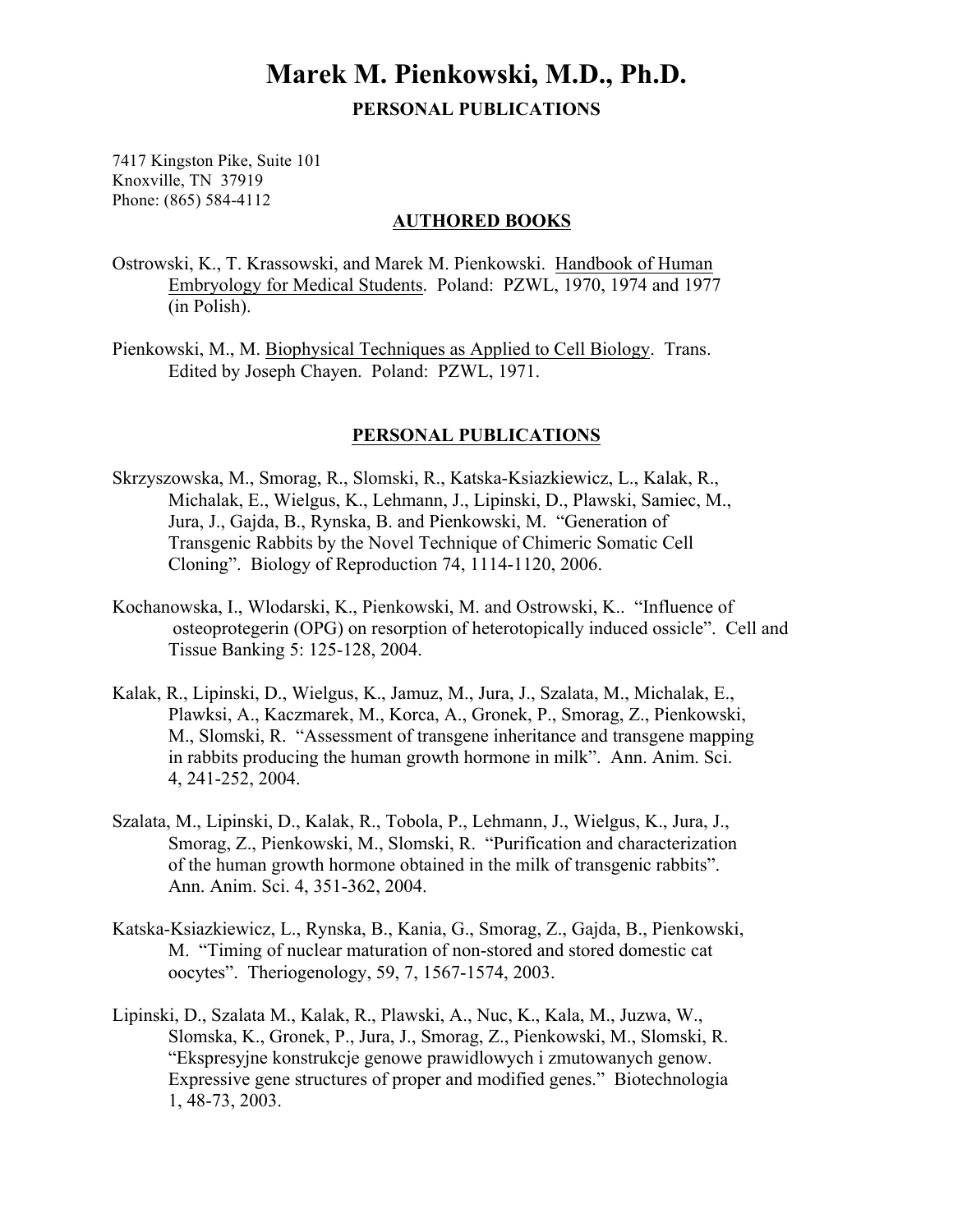# Marek M. Pienkowski, M.D., Ph.D.

**PERSONAL PUBLICATIONS**

7417 Kingston Pike, Suite 101
Knoxville, TN 37919
Phone: (865) 584-4112

## AUTHORED BOOKS

Ostrowski, K., T. Krassowski, and Marek M. Pienkowski. Handbook of Human Embryology for Medical Students. Poland: PZWL, 1970, 1974 and 1977 (in Polish).

Pienkowski, M., M. Biophysical Techniques as Applied to Cell Biology. Trans. Edited by Joseph Chayen. Poland: PZWL, 1971.

## PERSONAL PUBLICATIONS

Skrzyszowska, M., Smorag, R., Slomski, R., Katska-Ksiazkiewicz, L., Kalak, R., Michalak, E., Wielgus, K., Lehmann, J., Lipinski, D., Plawski, Samiec, M., Jura, J., Gajda, B., Rynska, B. and Pienkowski, M. "Generation of Transgenic Rabbits by the Novel Technique of Chimeric Somatic Cell Cloning". Biology of Reproduction 74, 1114-1120, 2006.

Kochanowska, I., Wlodarski, K., Pienkowski, M. and Ostrowski, K.. "Influence of osteoprotegerin (OPG) on resorption of heterotopically induced ossicle". Cell and Tissue Banking 5: 125-128, 2004.

Kalak, R., Lipinski, D., Wielgus, K., Jamuz, M., Jura, J., Szalata, M., Michalek, E., Plawksi, A., Kaczmarek, M., Korca, A., Gronek, P., Smorag, Z., Pienkowski, M., Slomski, R. "Assessment of transgene inheritance and transgene mapping in rabbits producing the human growth hormone in milk". Ann. Anim. Sci. 4, 241-252, 2004.

Szalata, M., Lipinski, D., Kalak, R., Tobola, P., Lehmann, J., Wielgus, K., Jura, J., Smorag, Z., Pienkowski, M., Slomski, R. "Purification and characterization of the human growth hormone obtained in the milk of transgenic rabbits". Ann. Anim. Sci. 4, 351-362, 2004.

Katska-Ksiazkiewicz, L., Rynska, B., Kania, G., Smorag, Z., Gajda, B., Pienkowski, M. "Timing of nuclear maturation of non-stored and stored domestic cat oocytes". Theriogenology, 59, 7, 1567-1574, 2003.

Lipinski, D., Szalata M., Kalak, R., Plawski, A., Nuc, K., Kala, M., Juzwa, W., Slomska, K., Gronek, P., Jura, J., Smorag, Z., Pienkowski, M., Slomski, R. "Ekspresyjne konstrukcje genowe prawidlowych i zmutowanych genow. Expressive gene structures of proper and modified genes." Biotechnologia 1, 48-73, 2003.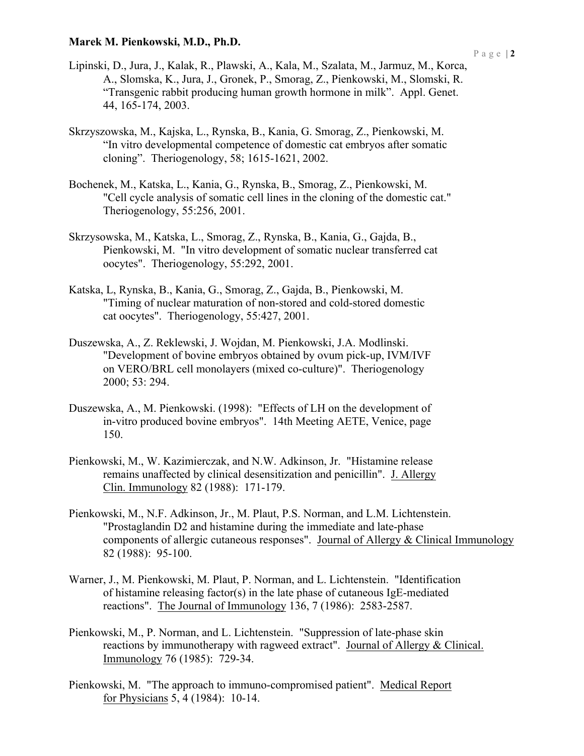Lipinski, D., Jura, J., Kalak, R., Plawski, A., Kala, M., Szalata, M., Jarmuz, M., Korca, A., Slomska, K., Jura, J., Gronek, P., Smorag, Z., Pienkowski, M., Slomski, R. "Transgenic rabbit producing human growth hormone in milk". Appl. Genet. 44, 165-174, 2003.

Skrzyszowska, M., Kajska, L., Rynska, B., Kania, G. Smorag, Z., Pienkowski, M. "In vitro developmental competence of domestic cat embryos after somatic cloning". Theriogenology, 58; 1615-1621, 2002.

Bochenek, M., Katska, L., Kania, G., Rynska, B., Smorag, Z., Pienkowski, M. "Cell cycle analysis of somatic cell lines in the cloning of the domestic cat." Theriogenology, 55:256, 2001.

Skrzysowska, M., Katska, L., Smorag, Z., Rynska, B., Kania, G., Gajda, B., Pienkowski, M. "In vitro development of somatic nuclear transferred cat oocytes". Theriogenology, 55:292, 2001.

Katska, L, Rynska, B., Kania, G., Smorag, Z., Gajda, B., Pienkowski, M. "Timing of nuclear maturation of non-stored and cold-stored domestic cat oocytes". Theriogenology, 55:427, 2001.

Duszewska, A., Z. Reklewski, J. Wojdan, M. Pienkowski, J.A. Modlinski. "Development of bovine embryos obtained by ovum pick-up, IVM/IVF on VERO/BRL cell monolayers (mixed co-culture)". Theriogenology 2000; 53: 294.

Duszewska, A., M. Pienkowski. (1998): "Effects of LH on the development of in-vitro produced bovine embryos". 14th Meeting AETE, Venice, page 150.

Pienkowski, M., W. Kazimierczak, and N.W. Adkinson, Jr. "Histamine release remains unaffected by clinical desensitization and penicillin". J. Allergy Clin. Immunology 82 (1988): 171-179.

Pienkowski, M., N.F. Adkinson, Jr., M. Plaut, P.S. Norman, and L.M. Lichtenstein. "Prostaglandin D2 and histamine during the immediate and late-phase components of allergic cutaneous responses". Journal of Allergy & Clinical Immunology 82 (1988): 95-100.

Warner, J., M. Pienkowski, M. Plaut, P. Norman, and L. Lichtenstein. "Identification of histamine releasing factor(s) in the late phase of cutaneous IgE-mediated reactions". The Journal of Immunology 136, 7 (1986): 2583-2587.

Pienkowski, M., P. Norman, and L. Lichtenstein. "Suppression of late-phase skin reactions by immunotherapy with ragweed extract". Journal of Allergy & Clinical. Immunology 76 (1985): 729-34.

Pienkowski, M. "The approach to immuno-compromised patient". Medical Report for Physicians 5, 4 (1984): 10-14.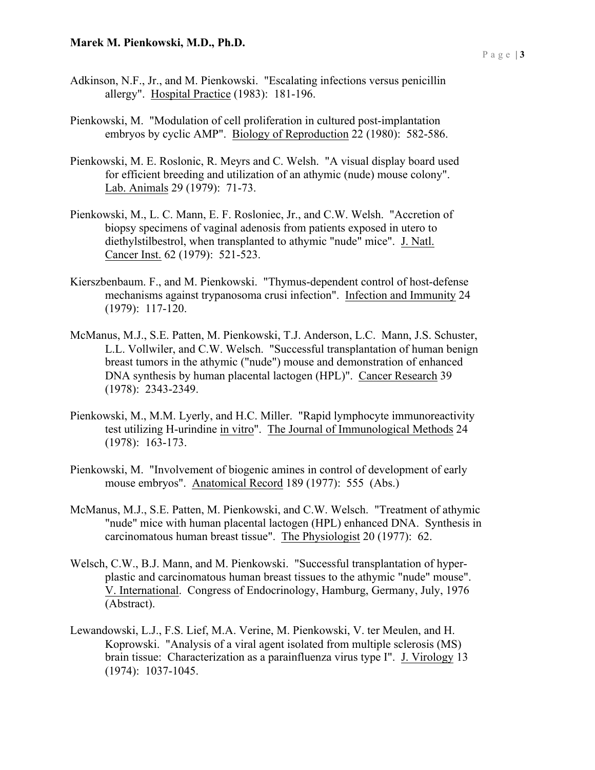Adkinson, N.F., Jr., and M. Pienkowski. "Escalating infections versus penicillin allergy". Hospital Practice (1983): 181-196.

Pienkowski, M. "Modulation of cell proliferation in cultured post-implantation embryos by cyclic AMP". Biology of Reproduction 22 (1980): 582-586.

Pienkowski, M. E. Roslonic, R. Meyrs and C. Welsh. "A visual display board used for efficient breeding and utilization of an athymic (nude) mouse colony". Lab. Animals 29 (1979): 71-73.

Pienkowski, M., L. C. Mann, E. F. Rosloniec, Jr., and C.W. Welsh. "Accretion of biopsy specimens of vaginal adenosis from patients exposed in utero to diethylstilbestrol, when transplanted to athymic "nude" mice". J. Natl. Cancer Inst. 62 (1979): 521-523.

Kierszbenbaum. F., and M. Pienkowski. "Thymus-dependent control of host-defense mechanisms against trypanosoma crusi infection". Infection and Immunity 24 (1979): 117-120.

McManus, M.J., S.E. Patten, M. Pienkowski, T.J. Anderson, L.C. Mann, J.S. Schuster, L.L. Vollwiler, and C.W. Welsch. "Successful transplantation of human benign breast tumors in the athymic ("nude") mouse and demonstration of enhanced DNA synthesis by human placental lactogen (HPL)". Cancer Research 39 (1978): 2343-2349.

Pienkowski, M., M.M. Lyerly, and H.C. Miller. "Rapid lymphocyte immunoreactivity test utilizing H-urindine in vitro". The Journal of Immunological Methods 24 (1978): 163-173.

Pienkowski, M. "Involvement of biogenic amines in control of development of early mouse embryos". Anatomical Record 189 (1977): 555 (Abs.)

McManus, M.J., S.E. Patten, M. Pienkowski, and C.W. Welsch. "Treatment of athymic "nude" mice with human placental lactogen (HPL) enhanced DNA. Synthesis in carcinomatous human breast tissue". The Physiologist 20 (1977): 62.

Welsch, C.W., B.J. Mann, and M. Pienkowski. "Successful transplantation of hyper-plastic and carcinomatous human breast tissues to the athymic "nude" mouse". V. International. Congress of Endocrinology, Hamburg, Germany, July, 1976 (Abstract).

Lewandowski, L.J., F.S. Lief, M.A. Verine, M. Pienkowski, V. ter Meulen, and H. Koprowski. "Analysis of a viral agent isolated from multiple sclerosis (MS) brain tissue: Characterization as a parainfluenza virus type I". J. Virology 13 (1974): 1037-1045.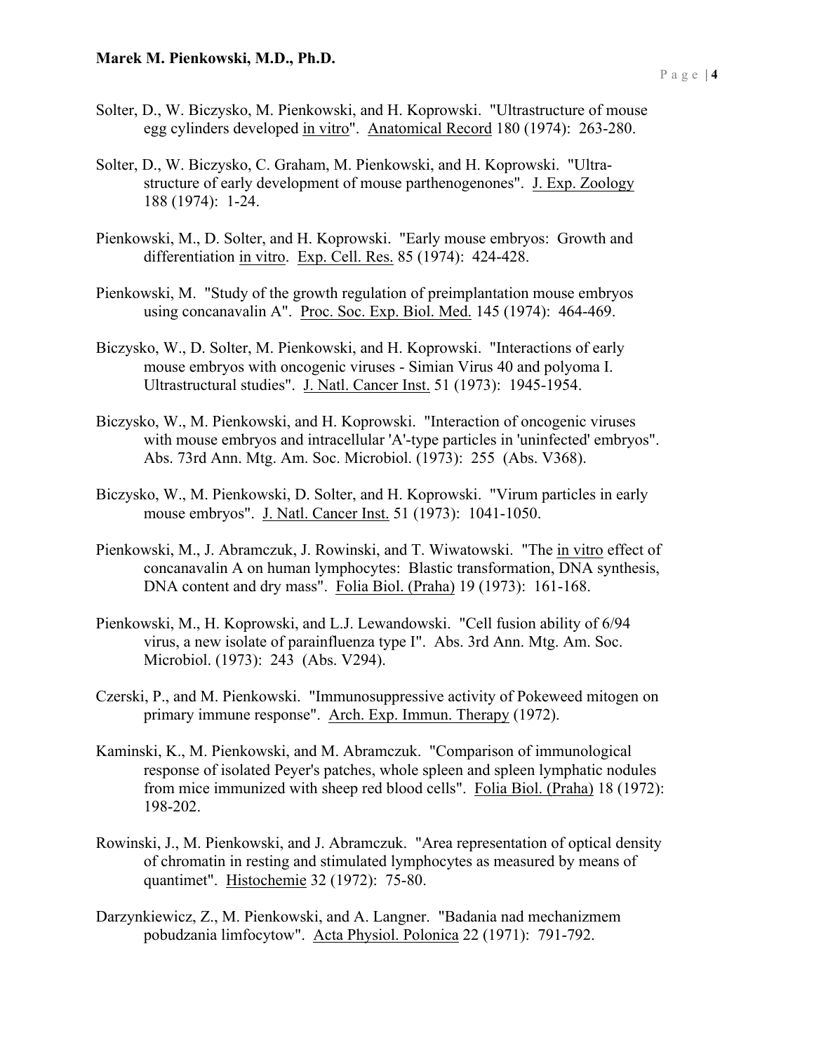Solter, D., W. Biczysko, M. Pienkowski, and H. Koprowski. "Ultrastructure of mouse egg cylinders developed in vitro". Anatomical Record 180 (1974): 263-280.

Solter, D., W. Biczysko, C. Graham, M. Pienkowski, and H. Koprowski. "Ultra-structure of early development of mouse parthenogenones". J. Exp. Zoology 188 (1974): 1-24.

Pienkowski, M., D. Solter, and H. Koprowski. "Early mouse embryos: Growth and differentiation in vitro. Exp. Cell. Res. 85 (1974): 424-428.

Pienkowski, M. "Study of the growth regulation of preimplantation mouse embryos using concanavalin A". Proc. Soc. Exp. Biol. Med. 145 (1974): 464-469.

Biczysko, W., D. Solter, M. Pienkowski, and H. Koprowski. "Interactions of early mouse embryos with oncogenic viruses - Simian Virus 40 and polyoma I. Ultrastructural studies". J. Natl. Cancer Inst. 51 (1973): 1945-1954.

Biczysko, W., M. Pienkowski, and H. Koprowski. "Interaction of oncogenic viruses with mouse embryos and intracellular 'A'-type particles in 'uninfected' embryos". Abs. 73rd Ann. Mtg. Am. Soc. Microbiol. (1973): 255 (Abs. V368).

Biczysko, W., M. Pienkowski, D. Solter, and H. Koprowski. "Virum particles in early mouse embryos". J. Natl. Cancer Inst. 51 (1973): 1041-1050.

Pienkowski, M., J. Abramczuk, J. Rowinski, and T. Wiwatowski. "The in vitro effect of concanavalin A on human lymphocytes: Blastic transformation, DNA synthesis, DNA content and dry mass". Folia Biol. (Praha) 19 (1973): 161-168.

Pienkowski, M., H. Koprowski, and L.J. Lewandowski. "Cell fusion ability of 6/94 virus, a new isolate of parainfluenza type I". Abs. 3rd Ann. Mtg. Am. Soc. Microbiol. (1973): 243 (Abs. V294).

Czerski, P., and M. Pienkowski. "Immunosuppressive activity of Pokeweed mitogen on primary immune response". Arch. Exp. Immun. Therapy (1972).

Kaminski, K., M. Pienkowski, and M. Abramczuk. "Comparison of immunological response of isolated Peyer's patches, whole spleen and spleen lymphatic nodules from mice immunized with sheep red blood cells". Folia Biol. (Praha) 18 (1972): 198-202.

Rowinski, J., M. Pienkowski, and J. Abramczuk. "Area representation of optical density of chromatin in resting and stimulated lymphocytes as measured by means of quantimet". Histochemie 32 (1972): 75-80.

Darzynkiewicz, Z., M. Pienkowski, and A. Langner. "Badania nad mechanizmem pobudzania limfocytow". Acta Physiol. Polonica 22 (1971): 791-792.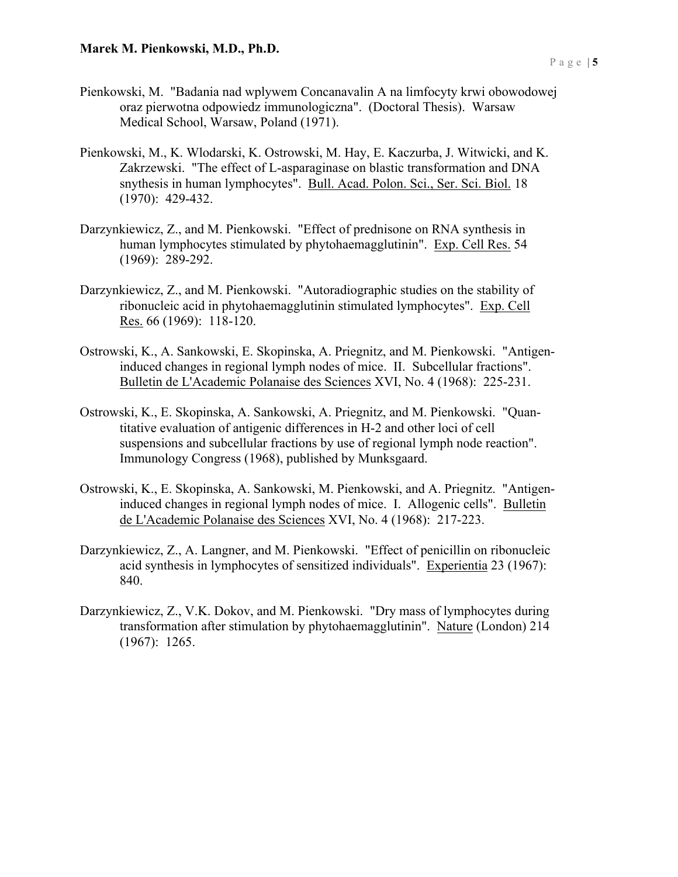Pienkowski, M. "Badania nad wplywem Concanavalin A na limfocyty krwi obowodowej oraz pierwotna odpowiedz immunologiczna". (Doctoral Thesis). Warsaw Medical School, Warsaw, Poland (1971).

Pienkowski, M., K. Wlodarski, K. Ostrowski, M. Hay, E. Kaczurba, J. Witwicki, and K. Zakrzewski. "The effect of L-asparaginase on blastic transformation and DNA snythesis in human lymphocytes". Bull. Acad. Polon. Sci., Ser. Sci. Biol. 18 (1970): 429-432.

Darzynkiewicz, Z., and M. Pienkowski. "Effect of prednisone on RNA synthesis in human lymphocytes stimulated by phytohaemagglutinin". Exp. Cell Res. 54 (1969): 289-292.

Darzynkiewicz, Z., and M. Pienkowski. "Autoradiographic studies on the stability of ribonucleic acid in phytohaemagglutinin stimulated lymphocytes". Exp. Cell Res. 66 (1969): 118-120.

Ostrowski, K., A. Sankowski, E. Skopinska, A. Priegnitz, and M. Pienkowski. "Antigen-induced changes in regional lymph nodes of mice. II. Subcellular fractions". Bulletin de L'Academic Polanaise des Sciences XVI, No. 4 (1968): 225-231.

Ostrowski, K., E. Skopinska, A. Sankowski, A. Priegnitz, and M. Pienkowski. "Quantitative evaluation of antigenic differences in H-2 and other loci of cell suspensions and subcellular fractions by use of regional lymph node reaction". Immunology Congress (1968), published by Munksgaard.

Ostrowski, K., E. Skopinska, A. Sankowski, M. Pienkowski, and A. Priegnitz. "Antigen-induced changes in regional lymph nodes of mice. I. Allogenic cells". Bulletin de L'Academic Polanaise des Sciences XVI, No. 4 (1968): 217-223.

Darzynkiewicz, Z., A. Langner, and M. Pienkowski. "Effect of penicillin on ribonucleic acid synthesis in lymphocytes of sensitized individuals". Experientia 23 (1967): 840.

Darzynkiewicz, Z., V.K. Dokov, and M. Pienkowski. "Dry mass of lymphocytes during transformation after stimulation by phytohaemagglutinin". Nature (London) 214 (1967): 1265.